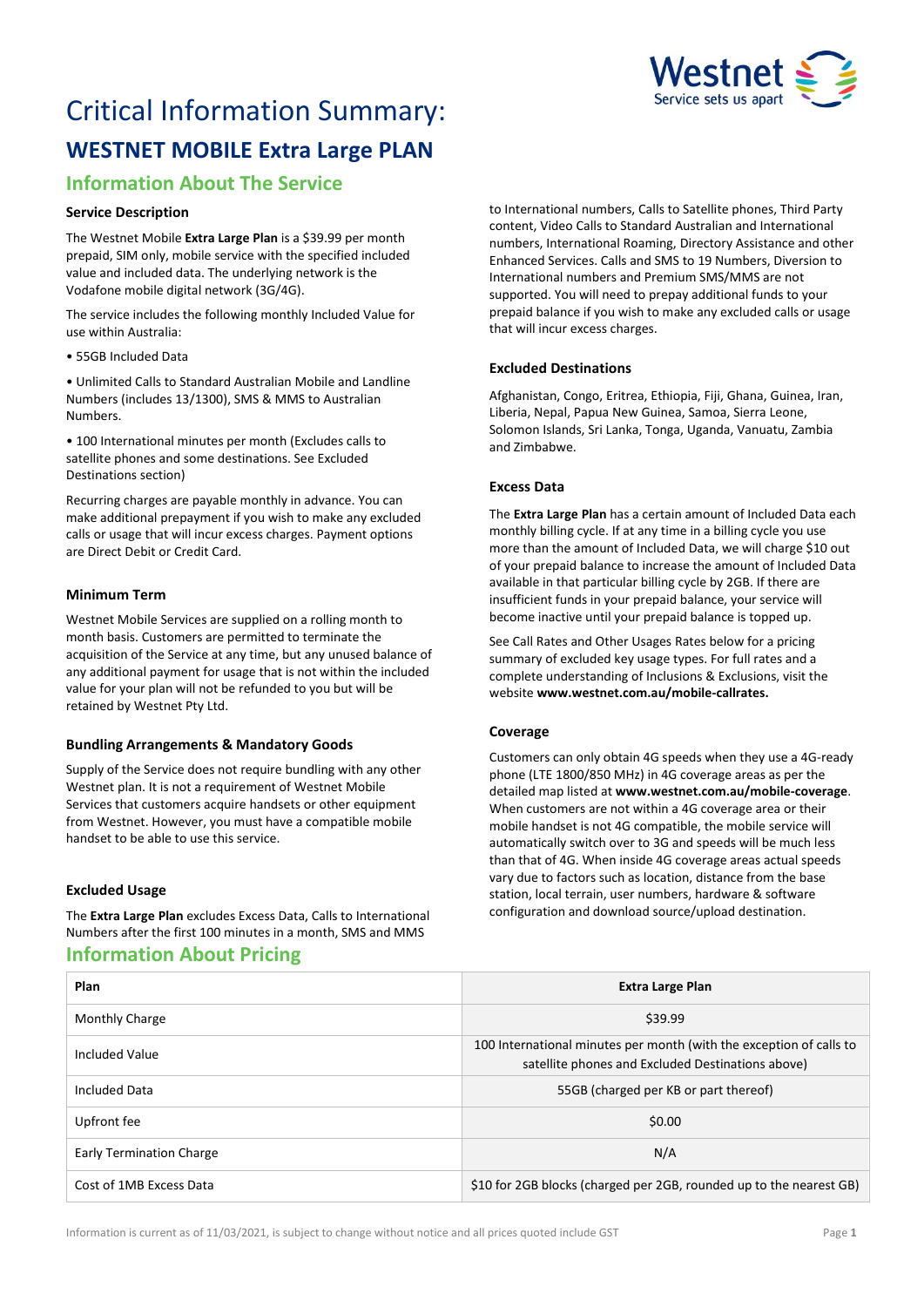# Critical Information Summary:

## WESTNET MOBILE Extra Large PLAN

## Information About The Service

### Service Description

The Westnet Mobile **Extra Large Plan** is a $39.99 per month prepaid, SIM only, mobile service with the specified included value and included data. The underlying network is the Vodafone mobile digital network (3G/4G).

The service includes the following monthly Included Value for use within Australia:

• 55GB Included Data

• Unlimited Calls to Standard Australian Mobile and Landline Numbers (includes 13/1300), SMS & MMS to Australian Numbers.

• 100 International minutes per month (Excludes calls to satellite phones and some destinations. See Excluded Destinations section)

Recurring charges are payable monthly in advance. You can make additional prepayment if you wish to make any excluded calls or usage that will incur excess charges. Payment options are Direct Debit or Credit Card.

### Minimum Term

Westnet Mobile Services are supplied on a rolling month to month basis. Customers are permitted to terminate the acquisition of the Service at any time, but any unused balance of any additional payment for usage that is not within the included value for your plan will not be refunded to you but will be retained by Westnet Pty Ltd.

### Bundling Arrangements & Mandatory Goods

Supply of the Service does not require bundling with any other Westnet plan. It is not a requirement of Westnet Mobile Services that customers acquire handsets or other equipment from Westnet. However, you must have a compatible mobile handset to be able to use this service.

### Excluded Usage

The **Extra Large Plan** excludes Excess Data, Calls to International Numbers after the first 100 minutes in a month, SMS and MMS to International numbers, Calls to Satellite phones, Third Party content, Video Calls to Standard Australian and International numbers, International Roaming, Directory Assistance and other Enhanced Services. Calls and SMS to 19 Numbers, Diversion to International numbers and Premium SMS/MMS are not supported. You will need to prepay additional funds to your prepaid balance if you wish to make any excluded calls or usage that will incur excess charges.

### Excluded Destinations

Afghanistan, Congo, Eritrea, Ethiopia, Fiji, Ghana, Guinea, Iran, Liberia, Nepal, Papua New Guinea, Samoa, Sierra Leone, Solomon Islands, Sri Lanka, Tonga, Uganda, Vanuatu, Zambia and Zimbabwe.

### Excess Data

The **Extra Large Plan** has a certain amount of Included Data each monthly billing cycle. If at any time in a billing cycle you use more than the amount of Included Data, we will charge $10 out of your prepaid balance to increase the amount of Included Data available in that particular billing cycle by 2GB. If there are insufficient funds in your prepaid balance, your service will become inactive until your prepaid balance is topped up.

See Call Rates and Other Usages Rates below for a pricing summary of excluded key usage types. For full rates and a complete understanding of Inclusions & Exclusions, visit the website **www.westnet.com.au/mobile-callrates.**

### Coverage

Customers can only obtain 4G speeds when they use a 4G-ready phone (LTE 1800/850 MHz) in 4G coverage areas as per the detailed map listed at **www.westnet.com.au/mobile-coverage**. When customers are not within a 4G coverage area or their mobile handset is not 4G compatible, the mobile service will automatically switch over to 3G and speeds will be much less than that of 4G. When inside 4G coverage areas actual speeds vary due to factors such as location, distance from the base station, local terrain, user numbers, hardware & software configuration and download source/upload destination.

## Information About Pricing

| Plan | Extra Large Plan |
|---|---|
| Monthly Charge | $39.99 |
| Included Value | 100 International minutes per month (with the exception of calls to satellite phones and Excluded Destinations above) |
| Included Data | 55GB (charged per KB or part thereof) |
| Upfront fee | $0.00 |
| Early Termination Charge | N/A |
| Cost of 1MB Excess Data | $10 for 2GB blocks (charged per 2GB, rounded up to the nearest GB) |

Information is current as of 11/03/2021, is subject to change without notice and all prices quoted include GST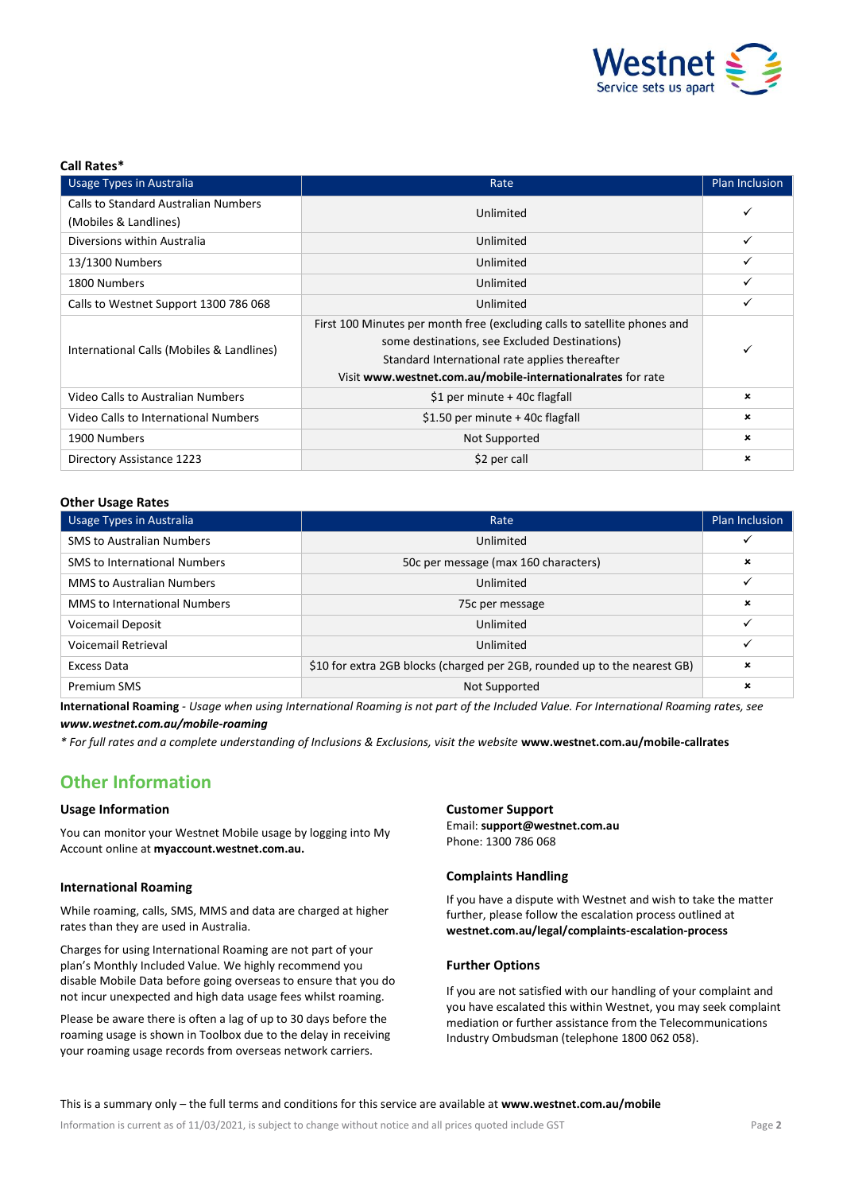### Call Rates*

| Usage Types in Australia | Rate | Plan Inclusion |
|---|---|---|
| Calls to Standard Australian Numbers (Mobiles & Landlines) | Unlimited | ✓ |
| Diversions within Australia | Unlimited | ✓ |
| 13/1300 Numbers | Unlimited | ✓ |
| 1800 Numbers | Unlimited | ✓ |
| Calls to Westnet Support 1300 786 068 | Unlimited | ✓ |
| International Calls (Mobiles & Landlines) | First 100 Minutes per month free (excluding calls to satellite phones and some destinations, see Excluded Destinations) Standard International rate applies thereafter Visit **www.westnet.com.au/mobile-internationalrates** for rate | ✓ |
| Video Calls to Australian Numbers | $1 per minute + 40c flagfall | ✗ |
| Video Calls to International Numbers | $1.50 per minute + 40c flagfall | ✗ |
| 1900 Numbers | Not Supported | ✗ |
| Directory Assistance 1223 | $2 per call | ✗ |

### Other Usage Rates

| Usage Types in Australia | Rate | Plan Inclusion |
|---|---|---|
| SMS to Australian Numbers | Unlimited | ✓ |
| SMS to International Numbers | 50c per message (max 160 characters) | ✗ |
| MMS to Australian Numbers | Unlimited | ✓ |
| MMS to International Numbers | 75c per message | ✗ |
| Voicemail Deposit | Unlimited | ✓ |
| Voicemail Retrieval | Unlimited | ✓ |
| Excess Data | $10 for extra 2GB blocks (charged per 2GB, rounded up to the nearest GB) | ✗ |
| Premium SMS | Not Supported | ✗ |

**International Roaming** - *Usage when using International Roaming is not part of the Included Value. For International Roaming rates, see* ***www.westnet.com.au/mobile-roaming***

*\* For full rates and a complete understanding of Inclusions & Exclusions, visit the website* **www.westnet.com.au/mobile-callrates**

## Other Information

### Usage Information

You can monitor your Westnet Mobile usage by logging into My Account online at **myaccount.westnet.com.au.**

### International Roaming

While roaming, calls, SMS, MMS and data are charged at higher rates than they are used in Australia.

Charges for using International Roaming are not part of your plan's Monthly Included Value. We highly recommend you disable Mobile Data before going overseas to ensure that you do not incur unexpected and high data usage fees whilst roaming.

Please be aware there is often a lag of up to 30 days before the roaming usage is shown in Toolbox due to the delay in receiving your roaming usage records from overseas network carriers.

### Customer Support

Email: **support@westnet.com.au**
Phone: 1300 786 068

### Complaints Handling

If you have a dispute with Westnet and wish to take the matter further, please follow the escalation process outlined at **westnet.com.au/legal/complaints-escalation-process**

### Further Options

If you are not satisfied with our handling of your complaint and you have escalated this within Westnet, you may seek complaint mediation or further assistance from the Telecommunications Industry Ombudsman (telephone 1800 062 058).

This is a summary only – the full terms and conditions for this service are available at **www.westnet.com.au/mobile**

Information is current as of 11/03/2021, is subject to change without notice and all prices quoted include GST